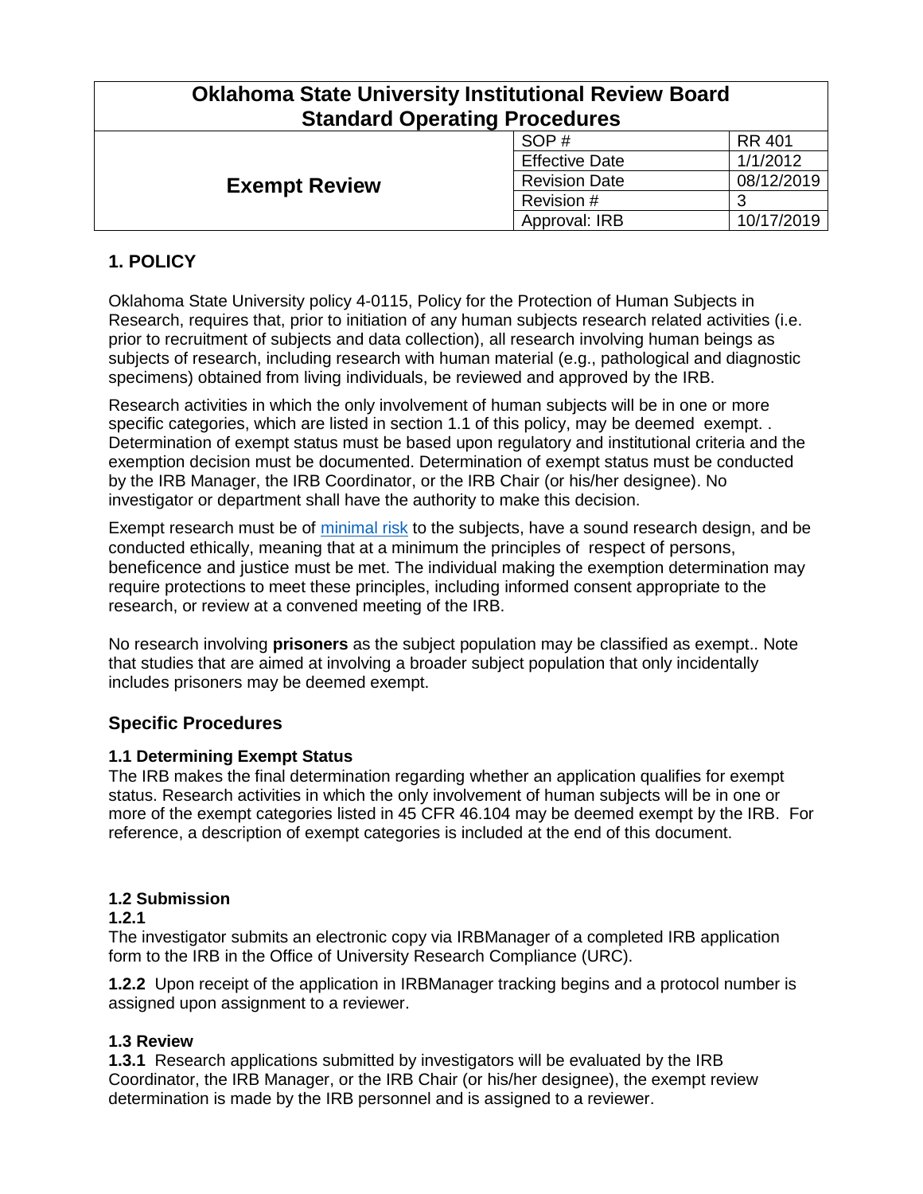| Oklahoma State University Institutional Review Board Standard Operating Procedures | | |
|---|---|---|
| **Exempt Review** | SOP # | RR 401 |
| | Effective Date | 1/1/2012 |
| | Revision Date | 08/12/2019 |
| | Revision # | 3 |
| | Approval: IRB | 10/17/2019 |

## 1. POLICY

Oklahoma State University policy 4-0115, Policy for the Protection of Human Subjects in Research, requires that, prior to initiation of any human subjects research related activities (i.e. prior to recruitment of subjects and data collection), all research involving human beings as subjects of research, including research with human material (e.g., pathological and diagnostic specimens) obtained from living individuals, be reviewed and approved by the IRB.

Research activities in which the only involvement of human subjects will be in one or more specific categories, which are listed in section 1.1 of this policy, may be deemed exempt. . Determination of exempt status must be based upon regulatory and institutional criteria and the exemption decision must be documented. Determination of exempt status must be conducted by the IRB Manager, the IRB Coordinator, or the IRB Chair (or his/her designee). No investigator or department shall have the authority to make this decision.

Exempt research must be of minimal risk to the subjects, have a sound research design, and be conducted ethically, meaning that at a minimum the principles of respect of persons, beneficence and justice must be met. The individual making the exemption determination may require protections to meet these principles, including informed consent appropriate to the research, or review at a convened meeting of the IRB.

No research involving **prisoners** as the subject population may be classified as exempt.. Note that studies that are aimed at involving a broader subject population that only incidentally includes prisoners may be deemed exempt.

## Specific Procedures

### 1.1 Determining Exempt Status

The IRB makes the final determination regarding whether an application qualifies for exempt status. Research activities in which the only involvement of human subjects will be in one or more of the exempt categories listed in 45 CFR 46.104 may be deemed exempt by the IRB. For reference, a description of exempt categories is included at the end of this document.

### 1.2 Submission

**1.2.1**

The investigator submits an electronic copy via IRBManager of a completed IRB application form to the IRB in the Office of University Research Compliance (URC).

**1.2.2** Upon receipt of the application in IRBManager tracking begins and a protocol number is assigned upon assignment to a reviewer.

### 1.3 Review

**1.3.1** Research applications submitted by investigators will be evaluated by the IRB Coordinator, the IRB Manager, or the IRB Chair (or his/her designee), the exempt review determination is made by the IRB personnel and is assigned to a reviewer.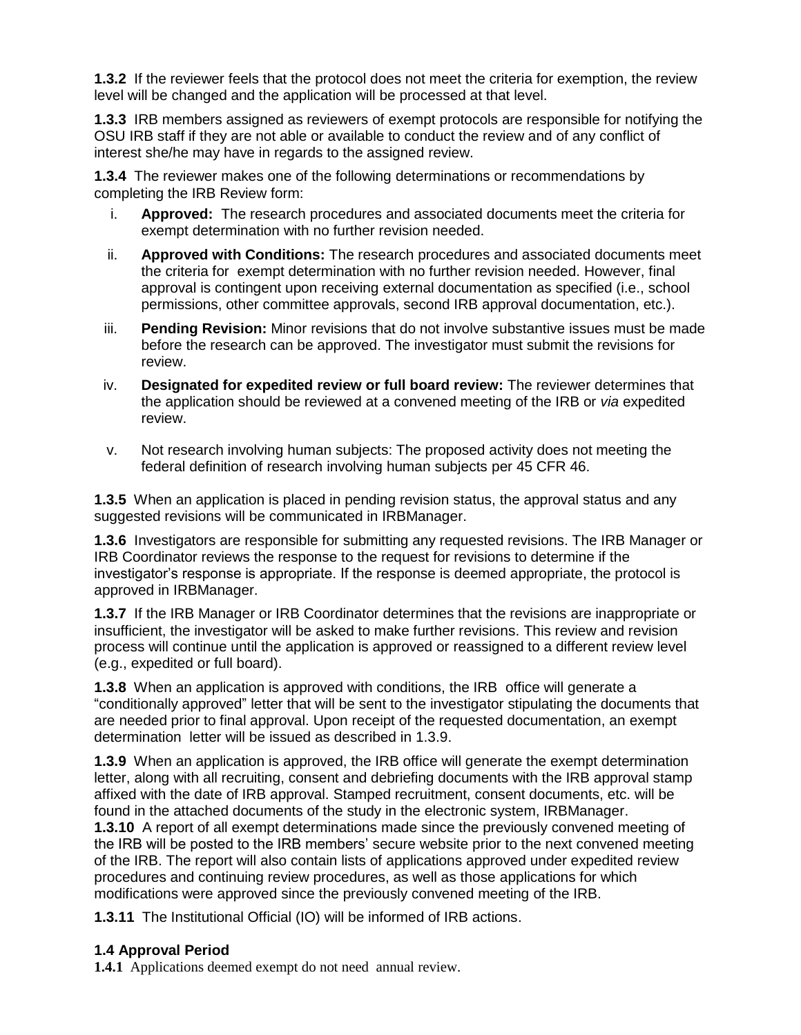**1.3.2** If the reviewer feels that the protocol does not meet the criteria for exemption, the review level will be changed and the application will be processed at that level.

**1.3.3** IRB members assigned as reviewers of exempt protocols are responsible for notifying the OSU IRB staff if they are not able or available to conduct the review and of any conflict of interest she/he may have in regards to the assigned review.

**1.3.4** The reviewer makes one of the following determinations or recommendations by completing the IRB Review form:

i. **Approved:** The research procedures and associated documents meet the criteria for exempt determination with no further revision needed.

ii. **Approved with Conditions:** The research procedures and associated documents meet the criteria for exempt determination with no further revision needed. However, final approval is contingent upon receiving external documentation as specified (i.e., school permissions, other committee approvals, second IRB approval documentation, etc.).

iii. **Pending Revision:** Minor revisions that do not involve substantive issues must be made before the research can be approved. The investigator must submit the revisions for review.

iv. **Designated for expedited review or full board review:** The reviewer determines that the application should be reviewed at a convened meeting of the IRB or *via* expedited review.

v. Not research involving human subjects: The proposed activity does not meeting the federal definition of research involving human subjects per 45 CFR 46.

**1.3.5** When an application is placed in pending revision status, the approval status and any suggested revisions will be communicated in IRBManager.

**1.3.6** Investigators are responsible for submitting any requested revisions. The IRB Manager or IRB Coordinator reviews the response to the request for revisions to determine if the investigator's response is appropriate. If the response is deemed appropriate, the protocol is approved in IRBManager.

**1.3.7** If the IRB Manager or IRB Coordinator determines that the revisions are inappropriate or insufficient, the investigator will be asked to make further revisions. This review and revision process will continue until the application is approved or reassigned to a different review level (e.g., expedited or full board).

**1.3.8** When an application is approved with conditions, the IRB office will generate a "conditionally approved" letter that will be sent to the investigator stipulating the documents that are needed prior to final approval. Upon receipt of the requested documentation, an exempt determination letter will be issued as described in 1.3.9.

**1.3.9** When an application is approved, the IRB office will generate the exempt determination letter, along with all recruiting, consent and debriefing documents with the IRB approval stamp affixed with the date of IRB approval. Stamped recruitment, consent documents, etc. will be found in the attached documents of the study in the electronic system, IRBManager.

**1.3.10** A report of all exempt determinations made since the previously convened meeting of the IRB will be posted to the IRB members' secure website prior to the next convened meeting of the IRB. The report will also contain lists of applications approved under expedited review procedures and continuing review procedures, as well as those applications for which modifications were approved since the previously convened meeting of the IRB.

**1.3.11** The Institutional Official (IO) will be informed of IRB actions.

### 1.4 Approval Period

**1.4.1** Applications deemed exempt do not need annual review.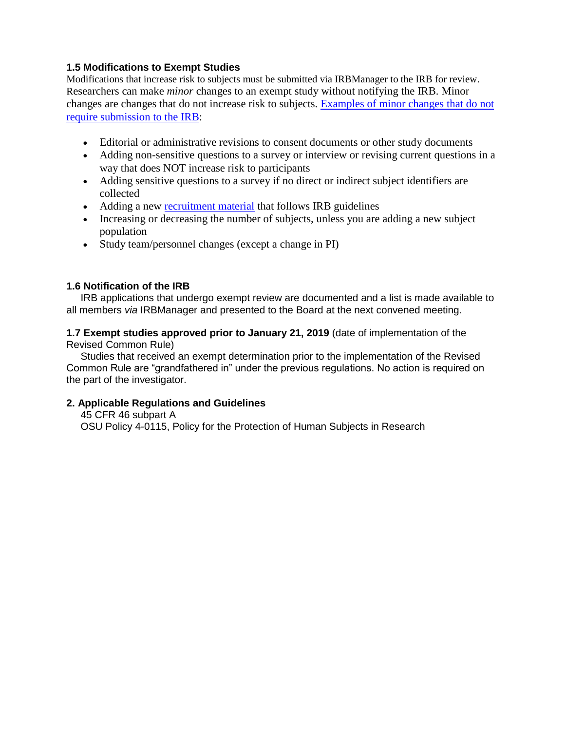### 1.5 Modifications to Exempt Studies

Modifications that increase risk to subjects must be submitted via IRBManager to the IRB for review. Researchers can make *minor* changes to an exempt study without notifying the IRB. Minor changes are changes that do not increase risk to subjects. [Examples of minor changes that do not require submission to the IRB]():

- Editorial or administrative revisions to consent documents or other study documents
- Adding non-sensitive questions to a survey or interview or revising current questions in a way that does NOT increase risk to participants
- Adding sensitive questions to a survey if no direct or indirect subject identifiers are collected
- Adding a new [recruitment material]() that follows IRB guidelines
- Increasing or decreasing the number of subjects, unless you are adding a new subject population
- Study team/personnel changes (except a change in PI)

### 1.6 Notification of the IRB

IRB applications that undergo exempt review are documented and a list is made available to all members *via* IRBManager and presented to the Board at the next convened meeting.

### 1.7 Exempt studies approved prior to January 21, 2019 (date of implementation of the Revised Common Rule)

Studies that received an exempt determination prior to the implementation of the Revised Common Rule are "grandfathered in" under the previous regulations. No action is required on the part of the investigator.

## 2. Applicable Regulations and Guidelines

45 CFR 46 subpart A
OSU Policy 4-0115, Policy for the Protection of Human Subjects in Research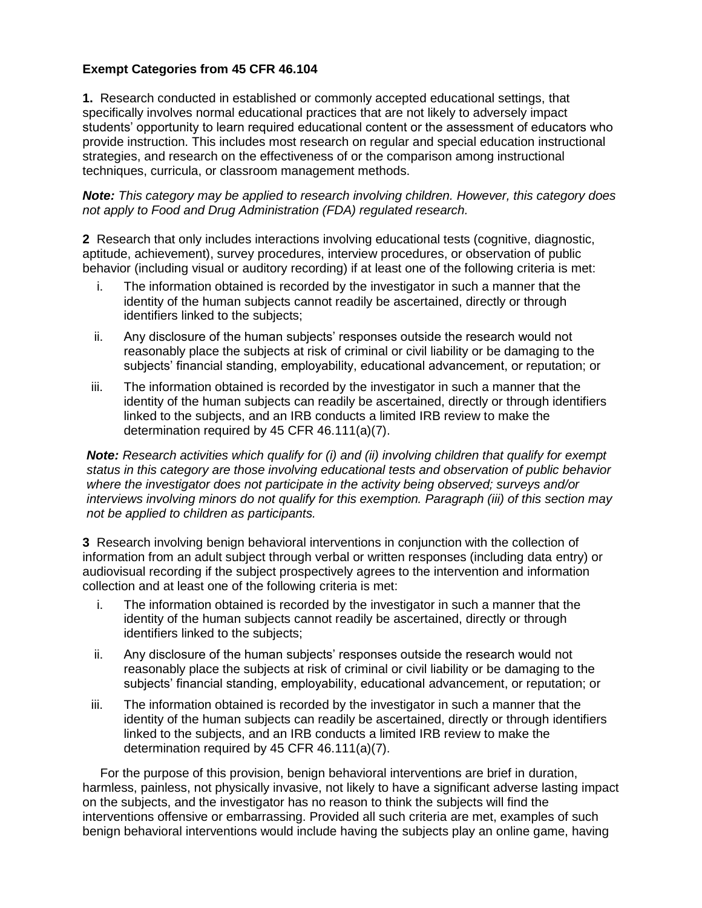**Exempt Categories from 45 CFR 46.104**

**1.** Research conducted in established or commonly accepted educational settings, that specifically involves normal educational practices that are not likely to adversely impact students' opportunity to learn required educational content or the assessment of educators who provide instruction. This includes most research on regular and special education instructional strategies, and research on the effectiveness of or the comparison among instructional techniques, curricula, or classroom management methods.

***Note:*** *This category may be applied to research involving children. However, this category does not apply to Food and Drug Administration (FDA) regulated research.*

**2** Research that only includes interactions involving educational tests (cognitive, diagnostic, aptitude, achievement), survey procedures, interview procedures, or observation of public behavior (including visual or auditory recording) if at least one of the following criteria is met:

i. The information obtained is recorded by the investigator in such a manner that the identity of the human subjects cannot readily be ascertained, directly or through identifiers linked to the subjects;

ii. Any disclosure of the human subjects' responses outside the research would not reasonably place the subjects at risk of criminal or civil liability or be damaging to the subjects' financial standing, employability, educational advancement, or reputation; or

iii. The information obtained is recorded by the investigator in such a manner that the identity of the human subjects can readily be ascertained, directly or through identifiers linked to the subjects, and an IRB conducts a limited IRB review to make the determination required by 45 CFR 46.111(a)(7).

***Note:*** *Research activities which qualify for (i) and (ii) involving children that qualify for exempt status in this category are those involving educational tests and observation of public behavior where the investigator does not participate in the activity being observed; surveys and/or interviews involving minors do not qualify for this exemption. Paragraph (iii) of this section may not be applied to children as participants.*

**3** Research involving benign behavioral interventions in conjunction with the collection of information from an adult subject through verbal or written responses (including data entry) or audiovisual recording if the subject prospectively agrees to the intervention and information collection and at least one of the following criteria is met:

i. The information obtained is recorded by the investigator in such a manner that the identity of the human subjects cannot readily be ascertained, directly or through identifiers linked to the subjects;

ii. Any disclosure of the human subjects' responses outside the research would not reasonably place the subjects at risk of criminal or civil liability or be damaging to the subjects' financial standing, employability, educational advancement, or reputation; or

iii. The information obtained is recorded by the investigator in such a manner that the identity of the human subjects can readily be ascertained, directly or through identifiers linked to the subjects, and an IRB conducts a limited IRB review to make the determination required by 45 CFR 46.111(a)(7).

For the purpose of this provision, benign behavioral interventions are brief in duration, harmless, painless, not physically invasive, not likely to have a significant adverse lasting impact on the subjects, and the investigator has no reason to think the subjects will find the interventions offensive or embarrassing. Provided all such criteria are met, examples of such benign behavioral interventions would include having the subjects play an online game, having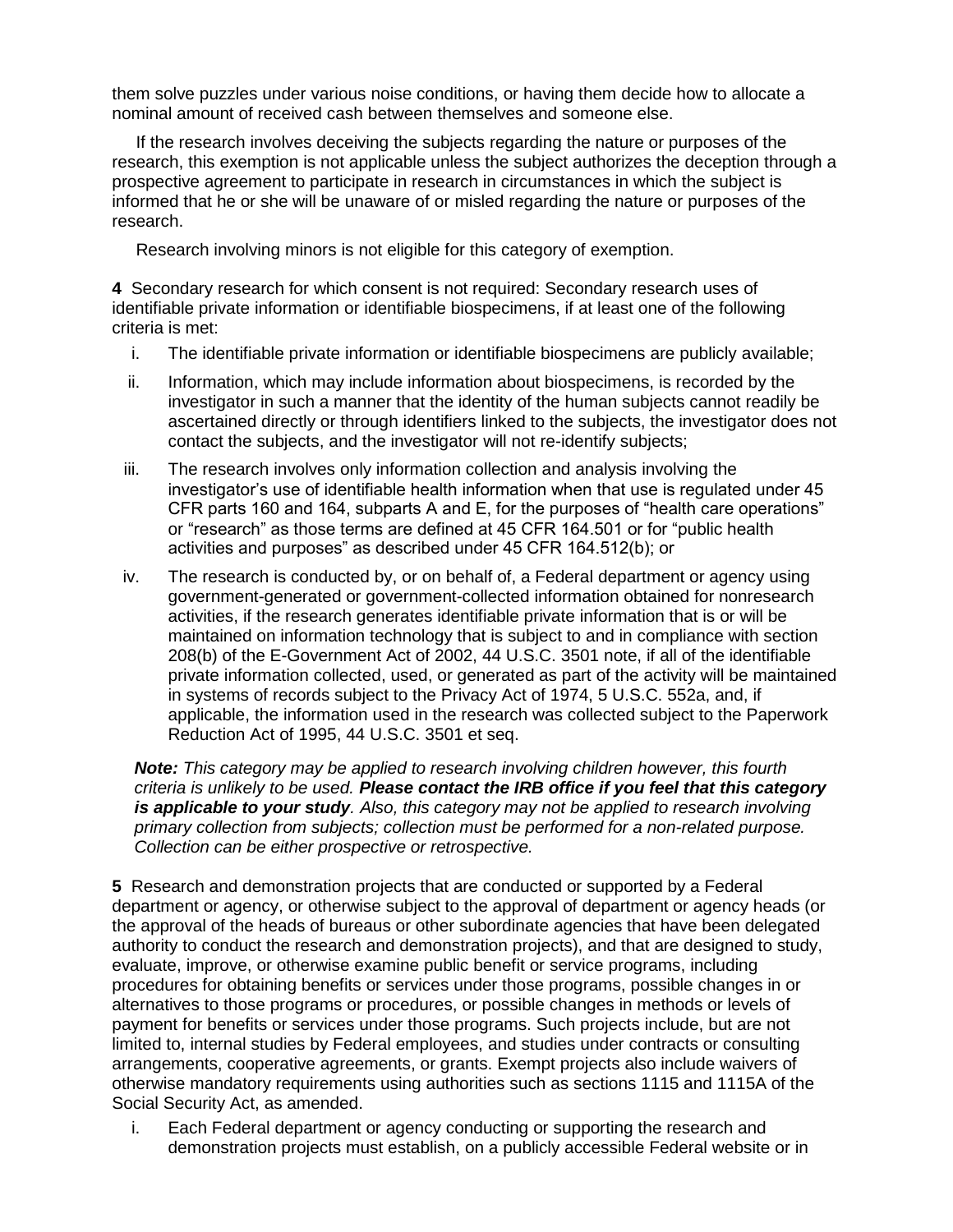them solve puzzles under various noise conditions, or having them decide how to allocate a nominal amount of received cash between themselves and someone else.

If the research involves deceiving the subjects regarding the nature or purposes of the research, this exemption is not applicable unless the subject authorizes the deception through a prospective agreement to participate in research in circumstances in which the subject is informed that he or she will be unaware of or misled regarding the nature or purposes of the research.

Research involving minors is not eligible for this category of exemption.

**4** Secondary research for which consent is not required: Secondary research uses of identifiable private information or identifiable biospecimens, if at least one of the following criteria is met:

i. The identifiable private information or identifiable biospecimens are publicly available;

ii. Information, which may include information about biospecimens, is recorded by the investigator in such a manner that the identity of the human subjects cannot readily be ascertained directly or through identifiers linked to the subjects, the investigator does not contact the subjects, and the investigator will not re-identify subjects;

iii. The research involves only information collection and analysis involving the investigator's use of identifiable health information when that use is regulated under 45 CFR parts 160 and 164, subparts A and E, for the purposes of "health care operations" or "research" as those terms are defined at 45 CFR 164.501 or for "public health activities and purposes" as described under 45 CFR 164.512(b); or

iv. The research is conducted by, or on behalf of, a Federal department or agency using government-generated or government-collected information obtained for nonresearch activities, if the research generates identifiable private information that is or will be maintained on information technology that is subject to and in compliance with section 208(b) of the E-Government Act of 2002, 44 U.S.C. 3501 note, if all of the identifiable private information collected, used, or generated as part of the activity will be maintained in systems of records subject to the Privacy Act of 1974, 5 U.S.C. 552a, and, if applicable, the information used in the research was collected subject to the Paperwork Reduction Act of 1995, 44 U.S.C. 3501 et seq.

***Note:*** *This category may be applied to research involving children however, this fourth criteria is unlikely to be used.* ***Please contact the IRB office if you feel that this category is applicable to your study****. Also, this category may not be applied to research involving primary collection from subjects; collection must be performed for a non-related purpose. Collection can be either prospective or retrospective.*

**5** Research and demonstration projects that are conducted or supported by a Federal department or agency, or otherwise subject to the approval of department or agency heads (or the approval of the heads of bureaus or other subordinate agencies that have been delegated authority to conduct the research and demonstration projects), and that are designed to study, evaluate, improve, or otherwise examine public benefit or service programs, including procedures for obtaining benefits or services under those programs, possible changes in or alternatives to those programs or procedures, or possible changes in methods or levels of payment for benefits or services under those programs. Such projects include, but are not limited to, internal studies by Federal employees, and studies under contracts or consulting arrangements, cooperative agreements, or grants. Exempt projects also include waivers of otherwise mandatory requirements using authorities such as sections 1115 and 1115A of the Social Security Act, as amended.

i. Each Federal department or agency conducting or supporting the research and demonstration projects must establish, on a publicly accessible Federal website or in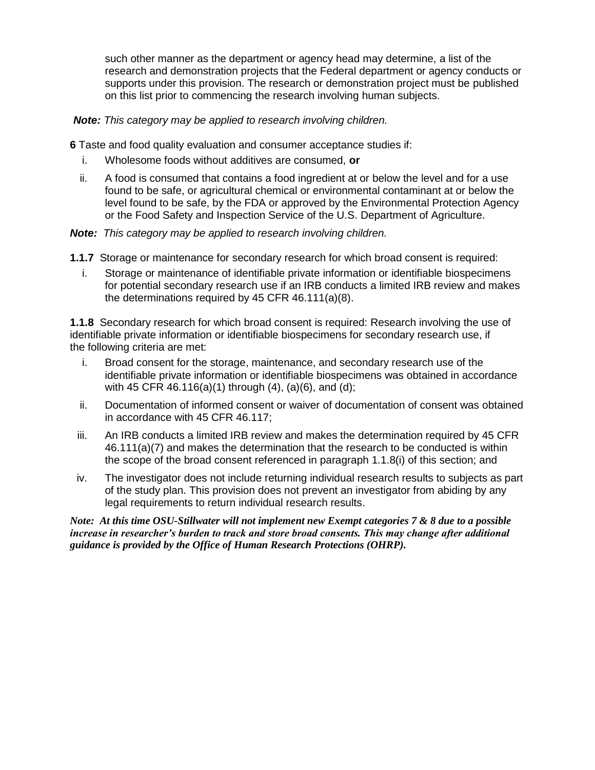such other manner as the department or agency head may determine, a list of the research and demonstration projects that the Federal department or agency conducts or supports under this provision. The research or demonstration project must be published on this list prior to commencing the research involving human subjects.

***Note:*** *This category may be applied to research involving children.*

**6** Taste and food quality evaluation and consumer acceptance studies if:

i. Wholesome foods without additives are consumed, **or**

ii. A food is consumed that contains a food ingredient at or below the level and for a use found to be safe, or agricultural chemical or environmental contaminant at or below the level found to be safe, by the FDA or approved by the Environmental Protection Agency or the Food Safety and Inspection Service of the U.S. Department of Agriculture.

***Note:*** *This category may be applied to research involving children.*

**1.1.7** Storage or maintenance for secondary research for which broad consent is required:

i. Storage or maintenance of identifiable private information or identifiable biospecimens for potential secondary research use if an IRB conducts a limited IRB review and makes the determinations required by 45 CFR 46.111(a)(8).

**1.1.8** Secondary research for which broad consent is required: Research involving the use of identifiable private information or identifiable biospecimens for secondary research use, if the following criteria are met:

i. Broad consent for the storage, maintenance, and secondary research use of the identifiable private information or identifiable biospecimens was obtained in accordance with 45 CFR 46.116(a)(1) through (4), (a)(6), and (d);

ii. Documentation of informed consent or waiver of documentation of consent was obtained in accordance with 45 CFR 46.117;

iii. An IRB conducts a limited IRB review and makes the determination required by 45 CFR 46.111(a)(7) and makes the determination that the research to be conducted is within the scope of the broad consent referenced in paragraph 1.1.8(i) of this section; and

iv. The investigator does not include returning individual research results to subjects as part of the study plan. This provision does not prevent an investigator from abiding by any legal requirements to return individual research results.

***Note: At this time OSU-Stillwater will not implement new Exempt categories 7 & 8 due to a possible increase in researcher's burden to track and store broad consents. This may change after additional guidance is provided by the Office of Human Research Protections (OHRP).***